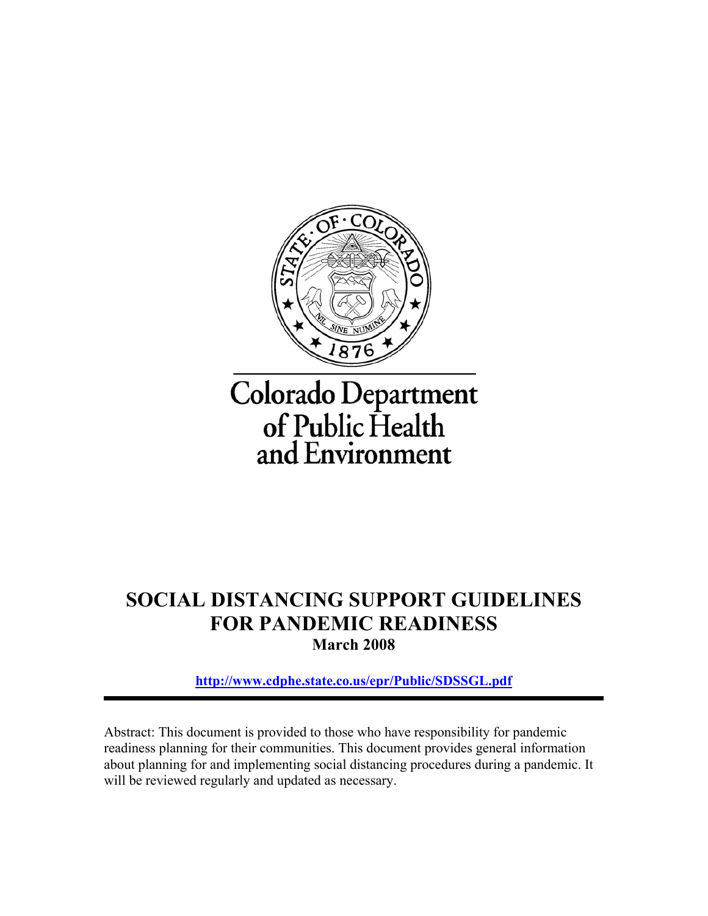Colorado Department of Public Health and Environment

# SOCIAL DISTANCING SUPPORT GUIDELINES FOR PANDEMIC READINESS

**March 2008**

**http://www.cdphe.state.co.us/epr/Public/SDSSGL.pdf**

---

Abstract: This document is provided to those who have responsibility for pandemic readiness planning for their communities. This document provides general information about planning for and implementing social distancing procedures during a pandemic. It will be reviewed regularly and updated as necessary.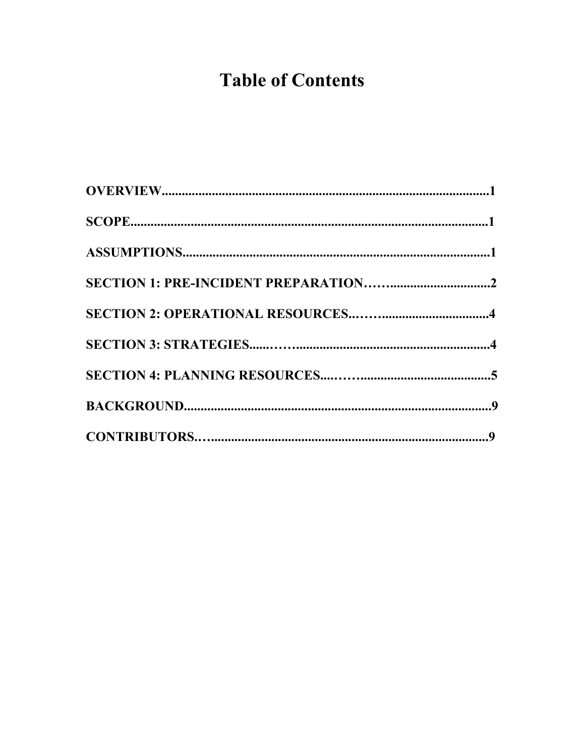# Table of Contents

**OVERVIEW**.....................................................................................................**1**

**SCOPE**..............................................................................................................**1**

**ASSUMPTIONS**..............................................................................................**1**

**SECTION 1: PRE-INCIDENT PREPARATION**……..................................**2**

**SECTION 2: OPERATIONAL RESOURCES**..…….................................**4**

**SECTION 3: STRATEGIES**......……...........................................................**4**

**SECTION 4: PLANNING RESOURCES**....……........................................**5**

**BACKGROUND**...............................................................................................**9**

**CONTRIBUTORS**.….......................................................................................**9**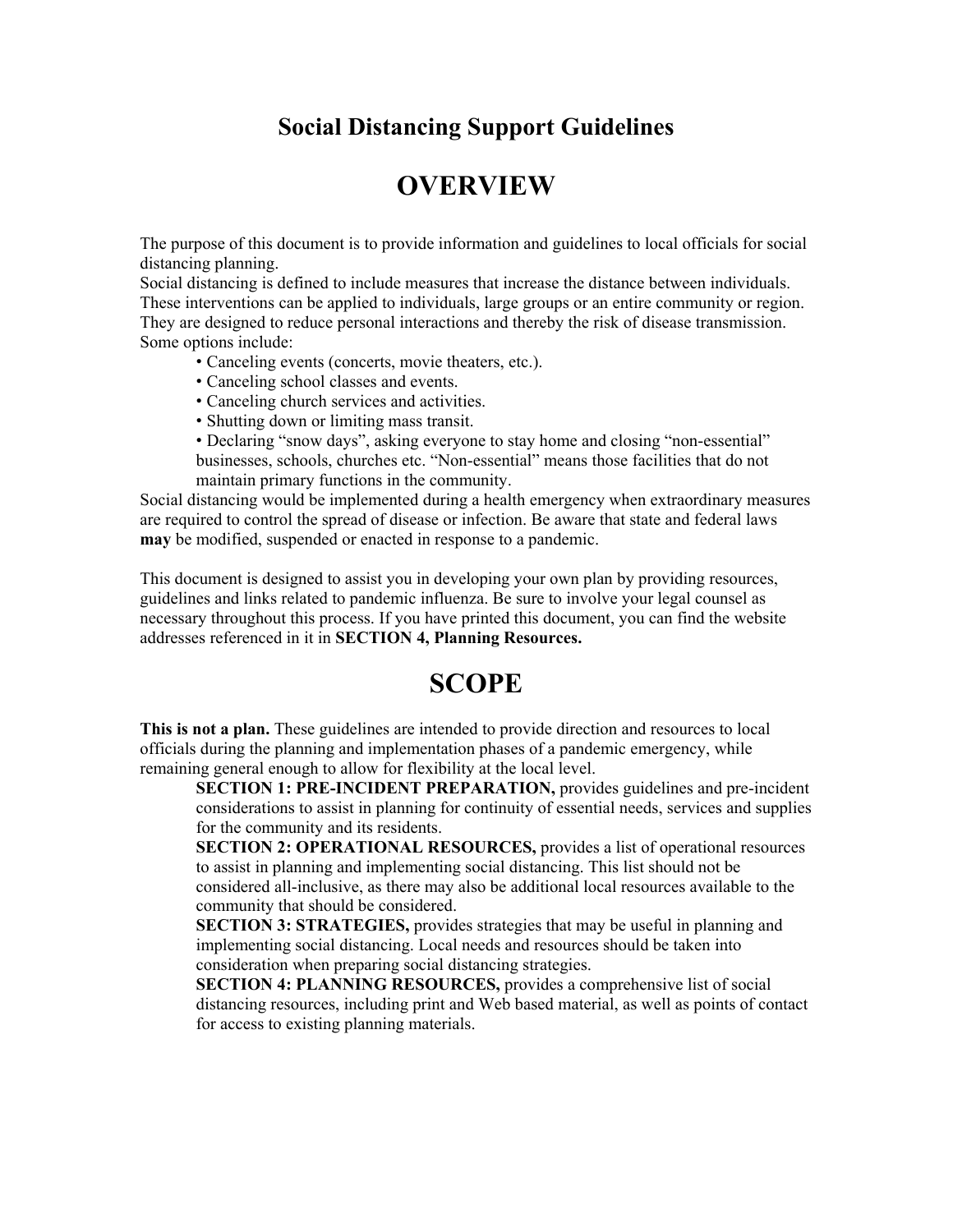# Social Distancing Support Guidelines

## OVERVIEW

The purpose of this document is to provide information and guidelines to local officials for social distancing planning.
Social distancing is defined to include measures that increase the distance between individuals. These interventions can be applied to individuals, large groups or an entire community or region. They are designed to reduce personal interactions and thereby the risk of disease transmission. Some options include:

- Canceling events (concerts, movie theaters, etc.).
- Canceling school classes and events.
- Canceling church services and activities.
- Shutting down or limiting mass transit.
- Declaring "snow days", asking everyone to stay home and closing "non-essential" businesses, schools, churches etc. "Non-essential" means those facilities that do not maintain primary functions in the community.

Social distancing would be implemented during a health emergency when extraordinary measures are required to control the spread of disease or infection. Be aware that state and federal laws **may** be modified, suspended or enacted in response to a pandemic.

This document is designed to assist you in developing your own plan by providing resources, guidelines and links related to pandemic influenza. Be sure to involve your legal counsel as necessary throughout this process. If you have printed this document, you can find the website addresses referenced in it in **SECTION 4, Planning Resources.**

## SCOPE

**This is not a plan.** These guidelines are intended to provide direction and resources to local officials during the planning and implementation phases of a pandemic emergency, while remaining general enough to allow for flexibility at the local level.

**SECTION 1: PRE-INCIDENT PREPARATION,** provides guidelines and pre-incident considerations to assist in planning for continuity of essential needs, services and supplies for the community and its residents.

**SECTION 2: OPERATIONAL RESOURCES,** provides a list of operational resources to assist in planning and implementing social distancing. This list should not be considered all-inclusive, as there may also be additional local resources available to the community that should be considered.

**SECTION 3: STRATEGIES,** provides strategies that may be useful in planning and implementing social distancing. Local needs and resources should be taken into consideration when preparing social distancing strategies.

**SECTION 4: PLANNING RESOURCES,** provides a comprehensive list of social distancing resources, including print and Web based material, as well as points of contact for access to existing planning materials.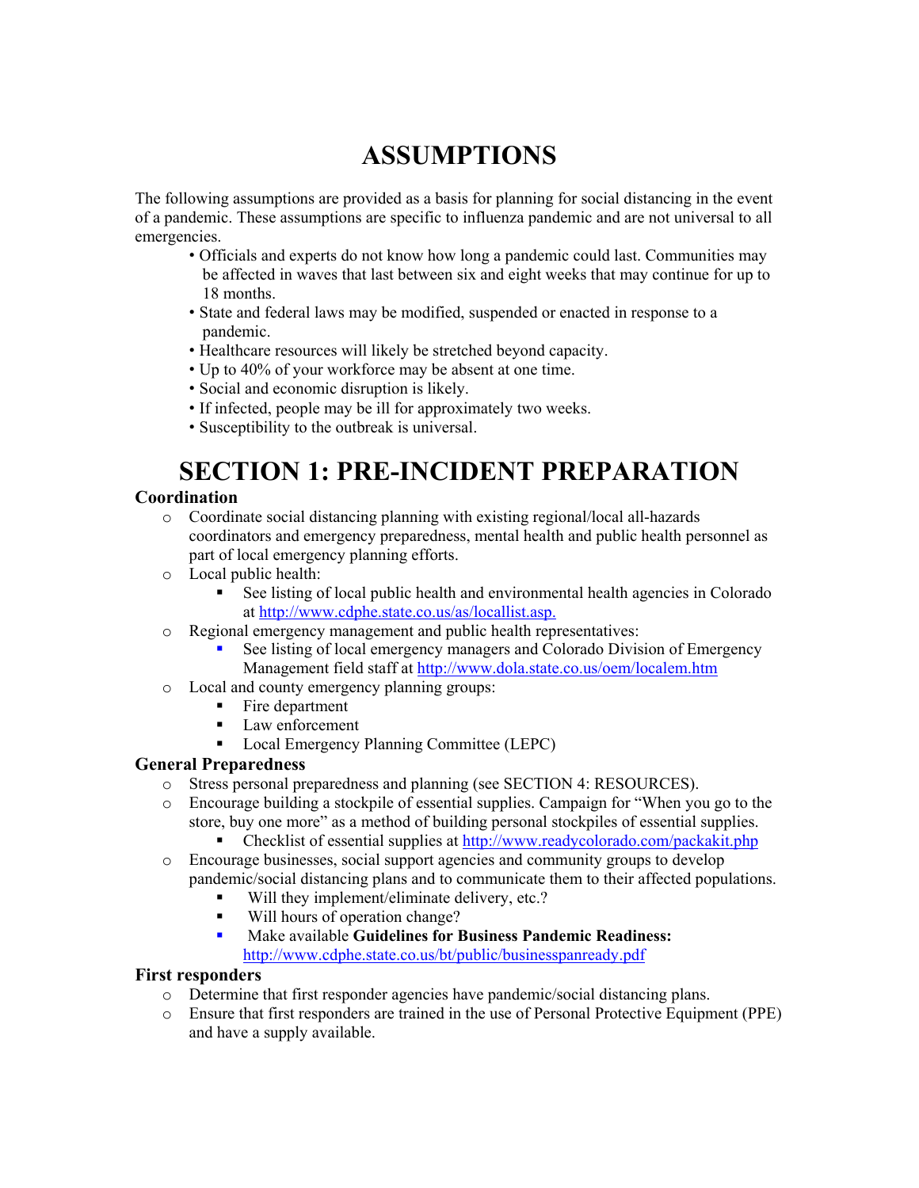# ASSUMPTIONS

The following assumptions are provided as a basis for planning for social distancing in the event of a pandemic. These assumptions are specific to influenza pandemic and are not universal to all emergencies.

- Officials and experts do not know how long a pandemic could last. Communities may be affected in waves that last between six and eight weeks that may continue for up to 18 months.
- State and federal laws may be modified, suspended or enacted in response to a pandemic.
- Healthcare resources will likely be stretched beyond capacity.
- Up to 40% of your workforce may be absent at one time.
- Social and economic disruption is likely.
- If infected, people may be ill for approximately two weeks.
- Susceptibility to the outbreak is universal.

# SECTION 1: PRE-INCIDENT PREPARATION

### Coordination

- Coordinate social distancing planning with existing regional/local all-hazards coordinators and emergency preparedness, mental health and public health personnel as part of local emergency planning efforts.
- Local public health:
  - See listing of local public health and environmental health agencies in Colorado at http://www.cdphe.state.co.us/as/locallist.asp.
- Regional emergency management and public health representatives:
  - See listing of local emergency managers and Colorado Division of Emergency Management field staff at http://www.dola.state.co.us/oem/localem.htm
- Local and county emergency planning groups:
  - Fire department
  - Law enforcement
  - Local Emergency Planning Committee (LEPC)

### General Preparedness

- Stress personal preparedness and planning (see SECTION 4: RESOURCES).
- Encourage building a stockpile of essential supplies. Campaign for "When you go to the store, buy one more" as a method of building personal stockpiles of essential supplies.
  - Checklist of essential supplies at http://www.readycolorado.com/packakit.php
- Encourage businesses, social support agencies and community groups to develop pandemic/social distancing plans and to communicate them to their affected populations.
  - Will they implement/eliminate delivery, etc.?
  - Will hours of operation change?
  - Make available **Guidelines for Business Pandemic Readiness:** http://www.cdphe.state.co.us/bt/public/businesspanready.pdf

### First responders

- Determine that first responder agencies have pandemic/social distancing plans.
- Ensure that first responders are trained in the use of Personal Protective Equipment (PPE) and have a supply available.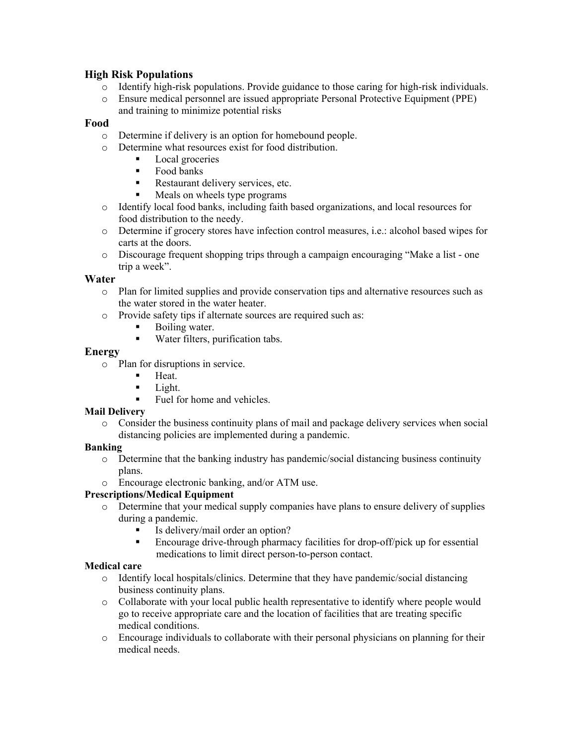### High Risk Populations

- Identify high-risk populations. Provide guidance to those caring for high-risk individuals.
- Ensure medical personnel are issued appropriate Personal Protective Equipment (PPE) and training to minimize potential risks

### Food

- Determine if delivery is an option for homebound people.
- Determine what resources exist for food distribution.
  - Local groceries
  - Food banks
  - Restaurant delivery services, etc.
  - Meals on wheels type programs
- Identify local food banks, including faith based organizations, and local resources for food distribution to the needy.
- Determine if grocery stores have infection control measures, i.e.: alcohol based wipes for carts at the doors.
- Discourage frequent shopping trips through a campaign encouraging "Make a list - one trip a week".

### Water

- Plan for limited supplies and provide conservation tips and alternative resources such as the water stored in the water heater.
- Provide safety tips if alternate sources are required such as:
  - Boiling water.
  - Water filters, purification tabs.

### Energy

- Plan for disruptions in service.
  - Heat.
  - Light.
  - Fuel for home and vehicles.

#### Mail Delivery

- Consider the business continuity plans of mail and package delivery services when social distancing policies are implemented during a pandemic.

#### Banking

- Determine that the banking industry has pandemic/social distancing business continuity plans.
- Encourage electronic banking, and/or ATM use.

#### Prescriptions/Medical Equipment

- Determine that your medical supply companies have plans to ensure delivery of supplies during a pandemic.
  - Is delivery/mail order an option?
  - Encourage drive-through pharmacy facilities for drop-off/pick up for essential medications to limit direct person-to-person contact.

#### Medical care

- Identify local hospitals/clinics. Determine that they have pandemic/social distancing business continuity plans.
- Collaborate with your local public health representative to identify where people would go to receive appropriate care and the location of facilities that are treating specific medical conditions.
- Encourage individuals to collaborate with their personal physicians on planning for their medical needs.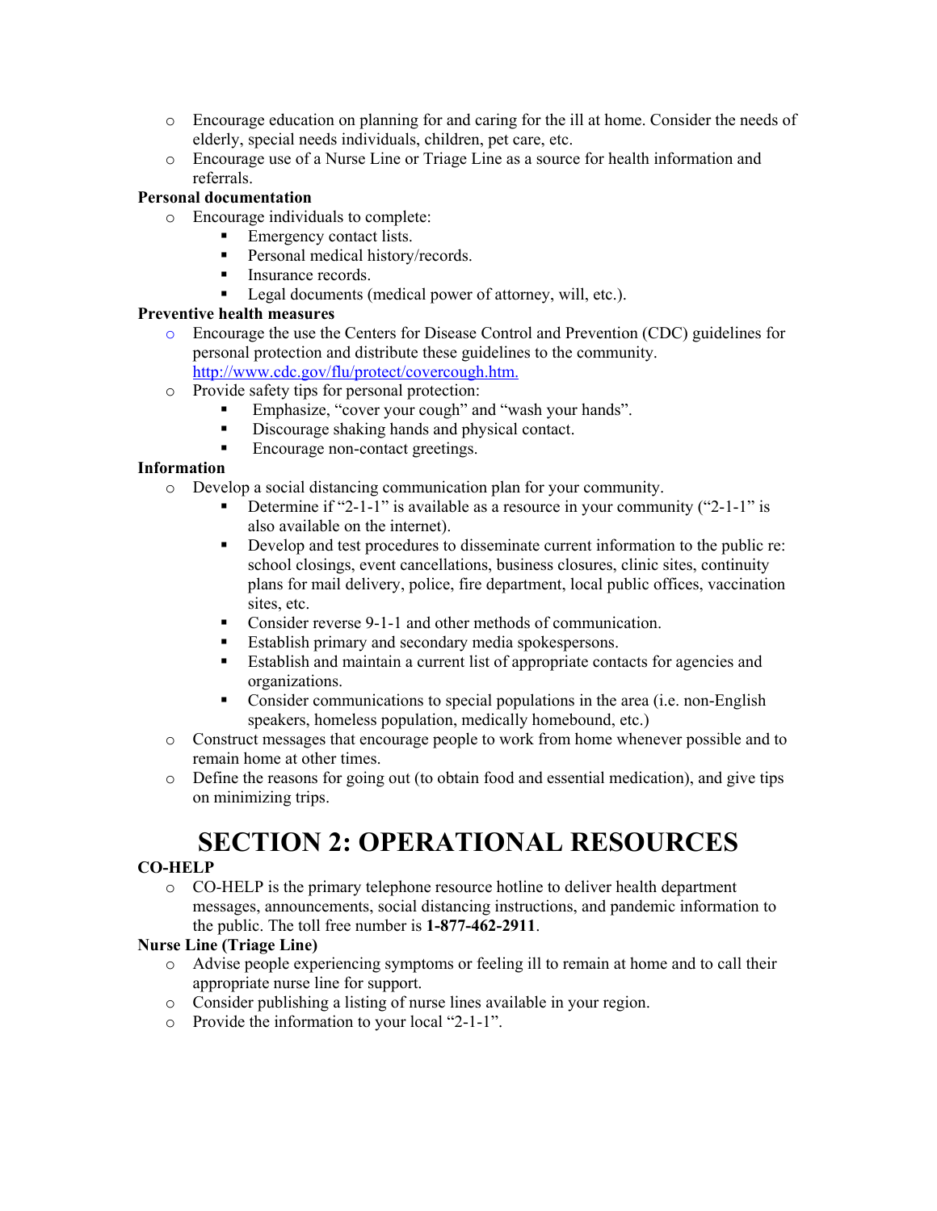- Encourage education on planning for and caring for the ill at home. Consider the needs of elderly, special needs individuals, children, pet care, etc.
- Encourage use of a Nurse Line or Triage Line as a source for health information and referrals.

**Personal documentation**

- Encourage individuals to complete:
  - Emergency contact lists.
  - Personal medical history/records.
  - Insurance records.
  - Legal documents (medical power of attorney, will, etc.).

**Preventive health measures**

- Encourage the use the Centers for Disease Control and Prevention (CDC) guidelines for personal protection and distribute these guidelines to the community. http://www.cdc.gov/flu/protect/covercough.htm.
- Provide safety tips for personal protection:
  - Emphasize, "cover your cough" and "wash your hands".
  - Discourage shaking hands and physical contact.
  - Encourage non-contact greetings.

**Information**

- Develop a social distancing communication plan for your community.
  - Determine if "2-1-1" is available as a resource in your community ("2-1-1" is also available on the internet).
  - Develop and test procedures to disseminate current information to the public re: school closings, event cancellations, business closures, clinic sites, continuity plans for mail delivery, police, fire department, local public offices, vaccination sites, etc.
  - Consider reverse 9-1-1 and other methods of communication.
  - Establish primary and secondary media spokespersons.
  - Establish and maintain a current list of appropriate contacts for agencies and organizations.
  - Consider communications to special populations in the area (i.e. non-English speakers, homeless population, medically homebound, etc.)
- Construct messages that encourage people to work from home whenever possible and to remain home at other times.
- Define the reasons for going out (to obtain food and essential medication), and give tips on minimizing trips.

# SECTION 2: OPERATIONAL RESOURCES

**CO-HELP**

- CO-HELP is the primary telephone resource hotline to deliver health department messages, announcements, social distancing instructions, and pandemic information to the public. The toll free number is **1-877-462-2911**.

**Nurse Line (Triage Line)**

- Advise people experiencing symptoms or feeling ill to remain at home and to call their appropriate nurse line for support.
- Consider publishing a listing of nurse lines available in your region.
- Provide the information to your local "2-1-1".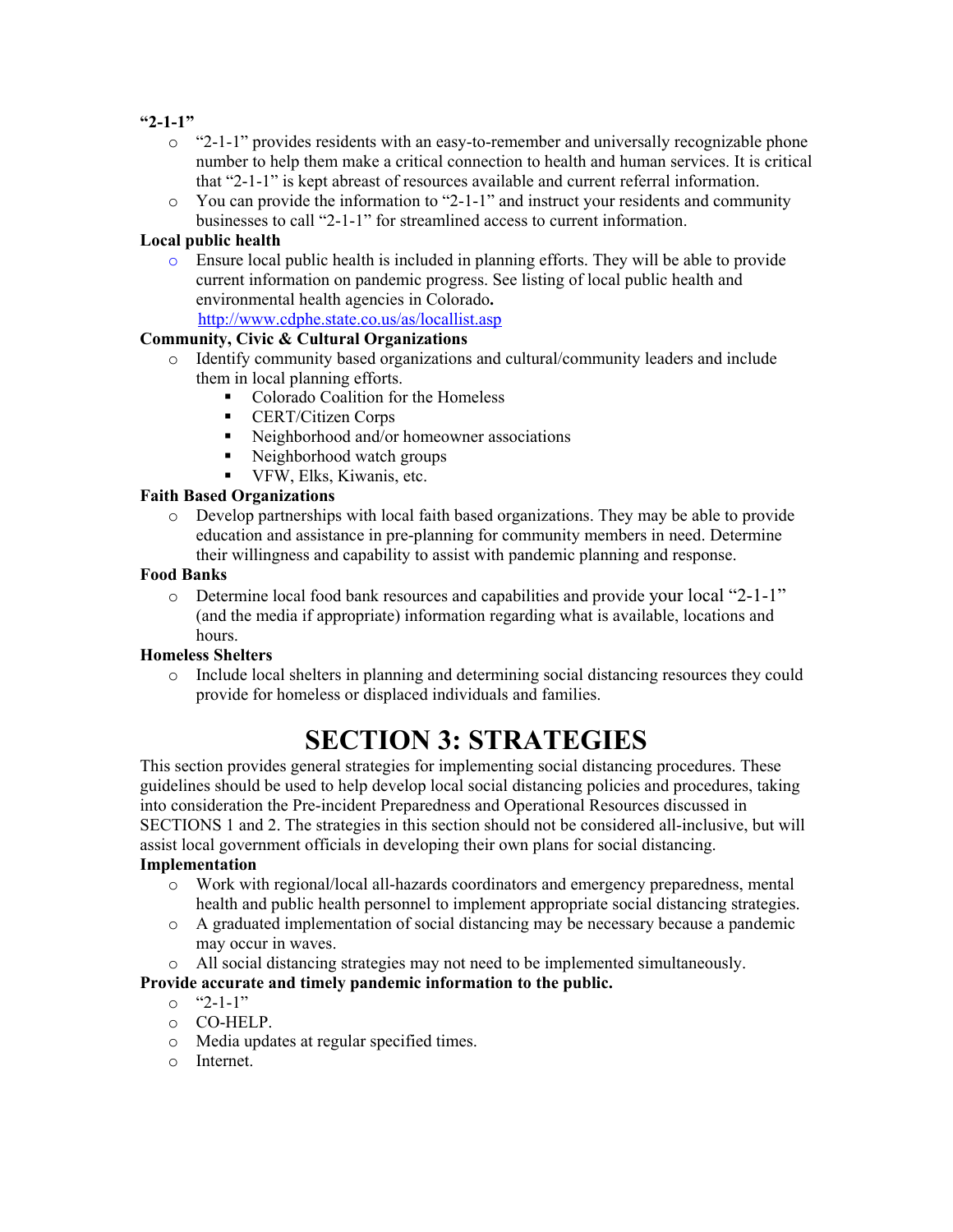**"2-1-1"**

- "2-1-1" provides residents with an easy-to-remember and universally recognizable phone number to help them make a critical connection to health and human services. It is critical that "2-1-1" is kept abreast of resources available and current referral information.
- You can provide the information to "2-1-1" and instruct your residents and community businesses to call "2-1-1" for streamlined access to current information.

**Local public health**

- Ensure local public health is included in planning efforts. They will be able to provide current information on pandemic progress. See listing of local public health and environmental health agencies in Colorado**.** http://www.cdphe.state.co.us/as/locallist.asp

**Community, Civic & Cultural Organizations**

- Identify community based organizations and cultural/community leaders and include them in local planning efforts.
  - Colorado Coalition for the Homeless
  - CERT/Citizen Corps
  - Neighborhood and/or homeowner associations
  - Neighborhood watch groups
  - VFW, Elks, Kiwanis, etc.

**Faith Based Organizations**

- Develop partnerships with local faith based organizations. They may be able to provide education and assistance in pre-planning for community members in need. Determine their willingness and capability to assist with pandemic planning and response.

**Food Banks**

- Determine local food bank resources and capabilities and provide your local "2-1-1" (and the media if appropriate) information regarding what is available, locations and hours.

**Homeless Shelters**

- Include local shelters in planning and determining social distancing resources they could provide for homeless or displaced individuals and families.

# SECTION 3: STRATEGIES

This section provides general strategies for implementing social distancing procedures. These guidelines should be used to help develop local social distancing policies and procedures, taking into consideration the Pre-incident Preparedness and Operational Resources discussed in SECTIONS 1 and 2. The strategies in this section should not be considered all-inclusive, but will assist local government officials in developing their own plans for social distancing.

**Implementation**

- Work with regional/local all-hazards coordinators and emergency preparedness, mental health and public health personnel to implement appropriate social distancing strategies.
- A graduated implementation of social distancing may be necessary because a pandemic may occur in waves.
- All social distancing strategies may not need to be implemented simultaneously.

**Provide accurate and timely pandemic information to the public.**

- "2-1-1"
- CO-HELP.
- Media updates at regular specified times.
- Internet.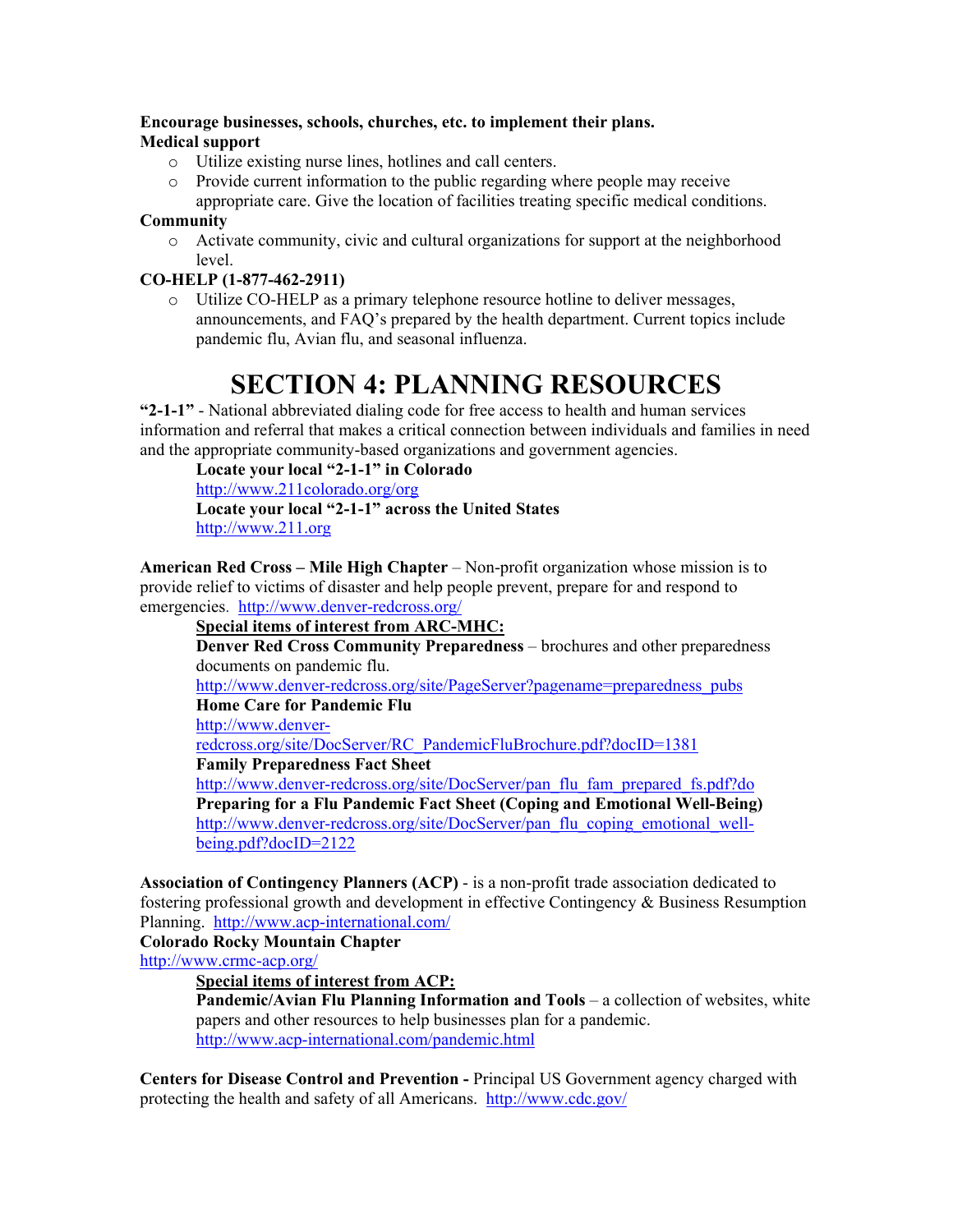**Encourage businesses, schools, churches, etc. to implement their plans.**

**Medical support**

- Utilize existing nurse lines, hotlines and call centers.
- Provide current information to the public regarding where people may receive appropriate care. Give the location of facilities treating specific medical conditions.

**Community**

- Activate community, civic and cultural organizations for support at the neighborhood level.

**CO-HELP (1-877-462-2911)**

- Utilize CO-HELP as a primary telephone resource hotline to deliver messages, announcements, and FAQ's prepared by the health department. Current topics include pandemic flu, Avian flu, and seasonal influenza.

# SECTION 4: PLANNING RESOURCES

**"2-1-1"** - National abbreviated dialing code for free access to health and human services information and referral that makes a critical connection between individuals and families in need and the appropriate community-based organizations and government agencies.

> **Locate your local "2-1-1" in Colorado**
> http://www.211colorado.org/org
> **Locate your local "2-1-1" across the United States**
> http://www.211.org

**American Red Cross – Mile High Chapter** – Non-profit organization whose mission is to provide relief to victims of disaster and help people prevent, prepare for and respond to emergencies. http://www.denver-redcross.org/

> **Special items of interest from ARC-MHC:**
> **Denver Red Cross Community Preparedness** – brochures and other preparedness documents on pandemic flu.
> http://www.denver-redcross.org/site/PageServer?pagename=preparedness_pubs
> **Home Care for Pandemic Flu**
> http://www.denver-redcross.org/site/DocServer/RC_PandemicFluBrochure.pdf?docID=1381
> **Family Preparedness Fact Sheet**
> http://www.denver-redcross.org/site/DocServer/pan_flu_fam_prepared_fs.pdf?do
> **Preparing for a Flu Pandemic Fact Sheet (Coping and Emotional Well-Being)**
> http://www.denver-redcross.org/site/DocServer/pan_flu_coping_emotional_well-being.pdf?docID=2122

**Association of Contingency Planners (ACP)** - is a non-profit trade association dedicated to fostering professional growth and development in effective Contingency & Business Resumption Planning. http://www.acp-international.com/

**Colorado Rocky Mountain Chapter**
http://www.crmc-acp.org/

> **Special items of interest from ACP:**
> **Pandemic/Avian Flu Planning Information and Tools** – a collection of websites, white papers and other resources to help businesses plan for a pandemic.
> http://www.acp-international.com/pandemic.html

**Centers for Disease Control and Prevention -** Principal US Government agency charged with protecting the health and safety of all Americans. http://www.cdc.gov/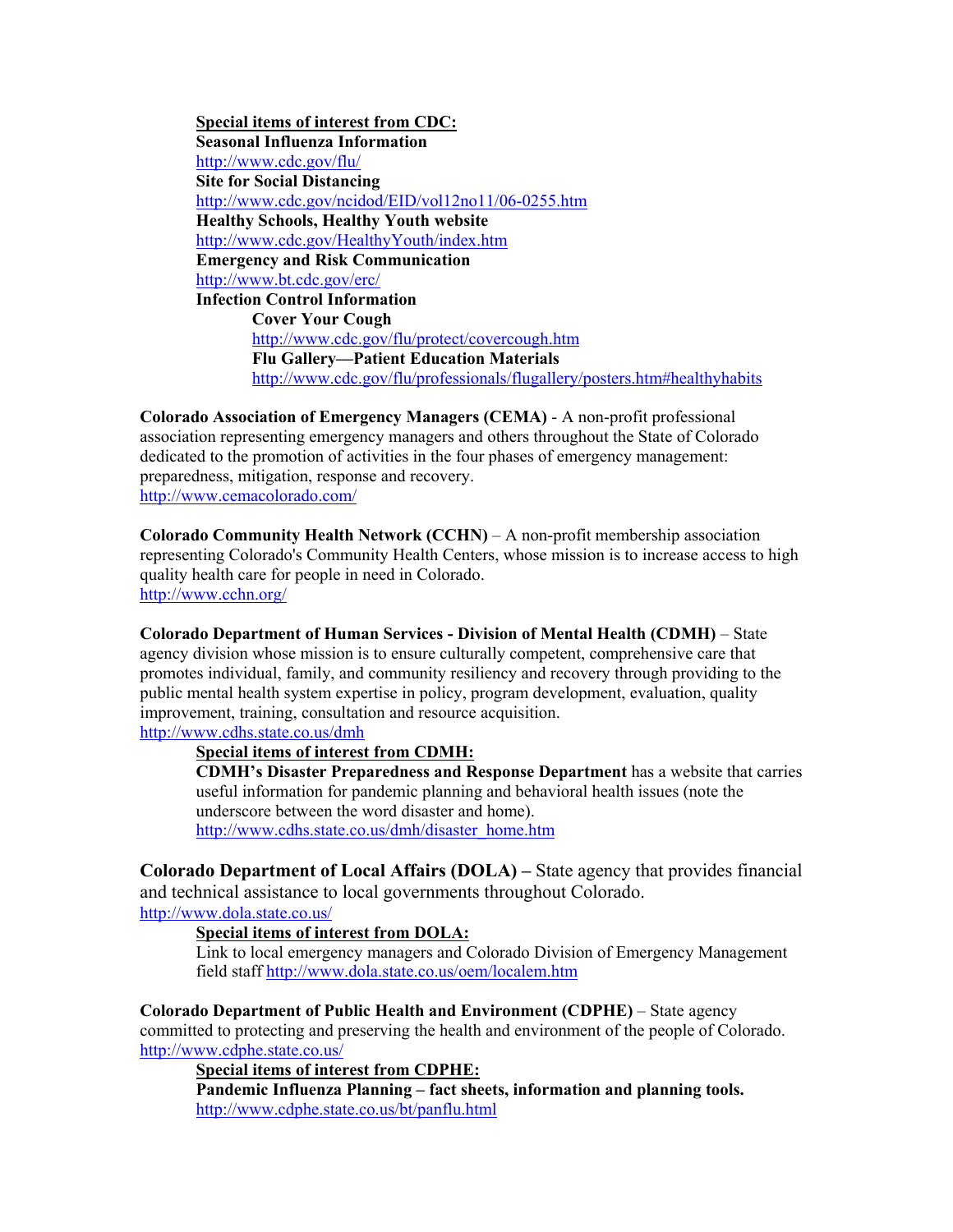**Special items of interest from CDC:**

**Seasonal Influenza Information**
http://www.cdc.gov/flu/

**Site for Social Distancing**
http://www.cdc.gov/ncidod/EID/vol12no11/06-0255.htm

**Healthy Schools, Healthy Youth website**
http://www.cdc.gov/HealthyYouth/index.htm

**Emergency and Risk Communication**
http://www.bt.cdc.gov/erc/

**Infection Control Information**

- **Cover Your Cough**
  http://www.cdc.gov/flu/protect/covercough.htm
- **Flu Gallery—Patient Education Materials**
  http://www.cdc.gov/flu/professionals/flugallery/posters.htm#healthyhabits

**Colorado Association of Emergency Managers (CEMA)** - A non-profit professional association representing emergency managers and others throughout the State of Colorado dedicated to the promotion of activities in the four phases of emergency management: preparedness, mitigation, response and recovery.
http://www.cemacolorado.com/

**Colorado Community Health Network (CCHN)** – A non-profit membership association representing Colorado's Community Health Centers, whose mission is to increase access to high quality health care for people in need in Colorado.
http://www.cchn.org/

**Colorado Department of Human Services - Division of Mental Health (CDMH)** – State agency division whose mission is to ensure culturally competent, comprehensive care that promotes individual, family, and community resiliency and recovery through providing to the public mental health system expertise in policy, program development, evaluation, quality improvement, training, consultation and resource acquisition.
http://www.cdhs.state.co.us/dmh

**Special items of interest from CDMH:**

**CDMH's Disaster Preparedness and Response Department** has a website that carries useful information for pandemic planning and behavioral health issues (note the underscore between the word disaster and home).
http://www.cdhs.state.co.us/dmh/disaster_home.htm

**Colorado Department of Local Affairs (DOLA) –** State agency that provides financial and technical assistance to local governments throughout Colorado.
http://www.dola.state.co.us/

**Special items of interest from DOLA:**

Link to local emergency managers and Colorado Division of Emergency Management field staff http://www.dola.state.co.us/oem/localem.htm

**Colorado Department of Public Health and Environment (CDPHE)** – State agency committed to protecting and preserving the health and environment of the people of Colorado.
http://www.cdphe.state.co.us/

**Special items of interest from CDPHE:**

**Pandemic Influenza Planning – fact sheets, information and planning tools.**
http://www.cdphe.state.co.us/bt/panflu.html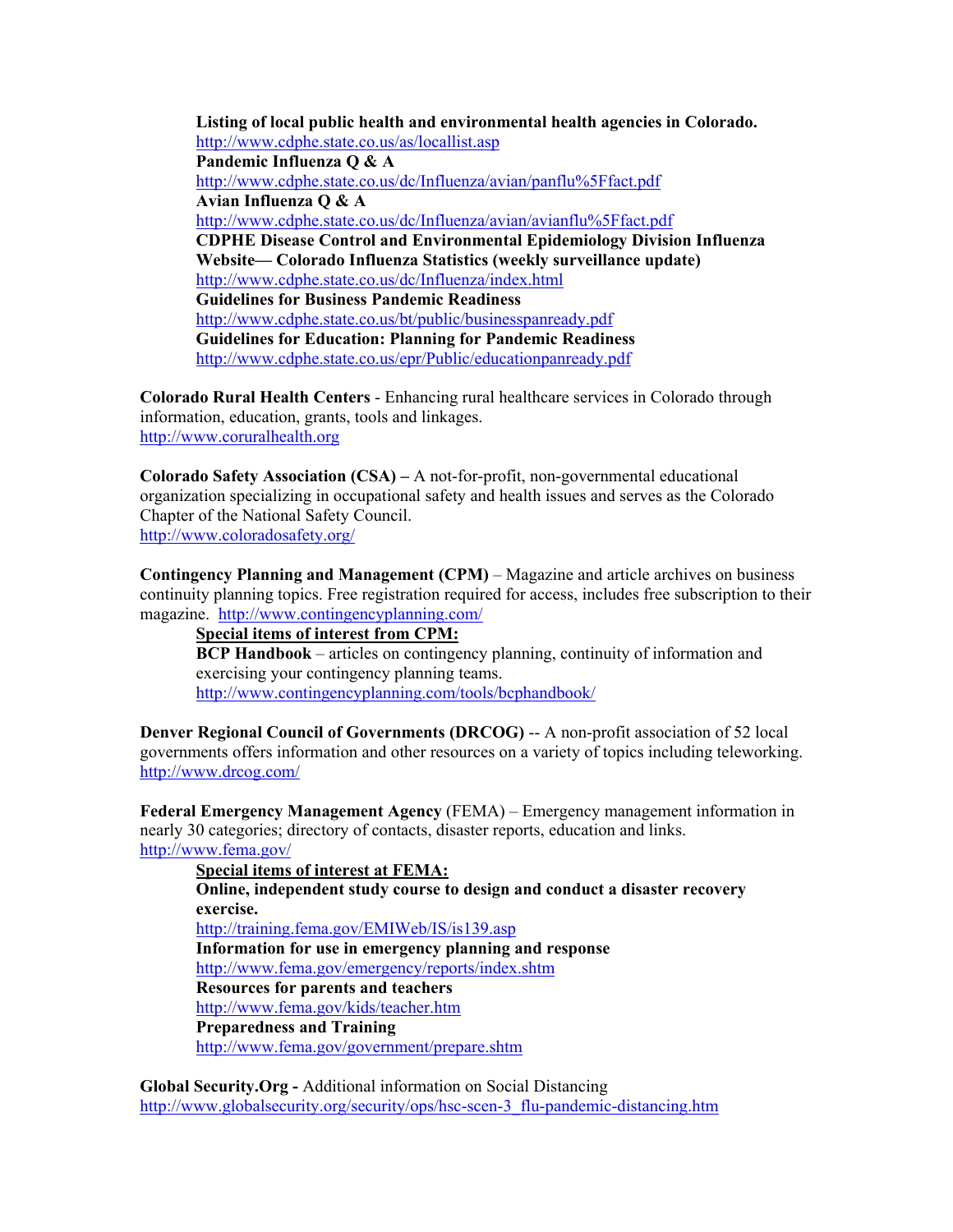**Listing of local public health and environmental health agencies in Colorado.**
http://www.cdphe.state.co.us/as/locallist.asp
**Pandemic Influenza Q & A**
http://www.cdphe.state.co.us/dc/Influenza/avian/panflu%5Ffact.pdf
**Avian Influenza Q & A**
http://www.cdphe.state.co.us/dc/Influenza/avian/avianflu%5Ffact.pdf
**CDPHE Disease Control and Environmental Epidemiology Division Influenza Website— Colorado Influenza Statistics (weekly surveillance update)**
http://www.cdphe.state.co.us/dc/Influenza/index.html
**Guidelines for Business Pandemic Readiness**
http://www.cdphe.state.co.us/bt/public/businesspanready.pdf
**Guidelines for Education: Planning for Pandemic Readiness**
http://www.cdphe.state.co.us/epr/Public/educationpanready.pdf

**Colorado Rural Health Centers** - Enhancing rural healthcare services in Colorado through information, education, grants, tools and linkages.
http://www.coruralhealth.org

**Colorado Safety Association (CSA) –** A not-for-profit, non-governmental educational organization specializing in occupational safety and health issues and serves as the Colorado Chapter of the National Safety Council.
http://www.coloradosafety.org/

**Contingency Planning and Management (CPM)** – Magazine and article archives on business continuity planning topics. Free registration required for access, includes free subscription to their magazine. http://www.contingencyplanning.com/

<u>**Special items of interest from CPM:**</u>
**BCP Handbook** – articles on contingency planning, continuity of information and exercising your contingency planning teams.
http://www.contingencyplanning.com/tools/bcphandbook/

**Denver Regional Council of Governments (DRCOG)** -- A non-profit association of 52 local governments offers information and other resources on a variety of topics including teleworking.
http://www.drcog.com/

**Federal Emergency Management Agency** (FEMA) – Emergency management information in nearly 30 categories; directory of contacts, disaster reports, education and links.
http://www.fema.gov/

<u>**Special items of interest at FEMA:**</u>
**Online, independent study course to design and conduct a disaster recovery exercise.**
http://training.fema.gov/EMIWeb/IS/is139.asp
**Information for use in emergency planning and response**
http://www.fema.gov/emergency/reports/index.shtm
**Resources for parents and teachers**
http://www.fema.gov/kids/teacher.htm
**Preparedness and Training**
http://www.fema.gov/government/prepare.shtm

**Global Security.Org -** Additional information on Social Distancing
http://www.globalsecurity.org/security/ops/hsc-scen-3_flu-pandemic-distancing.htm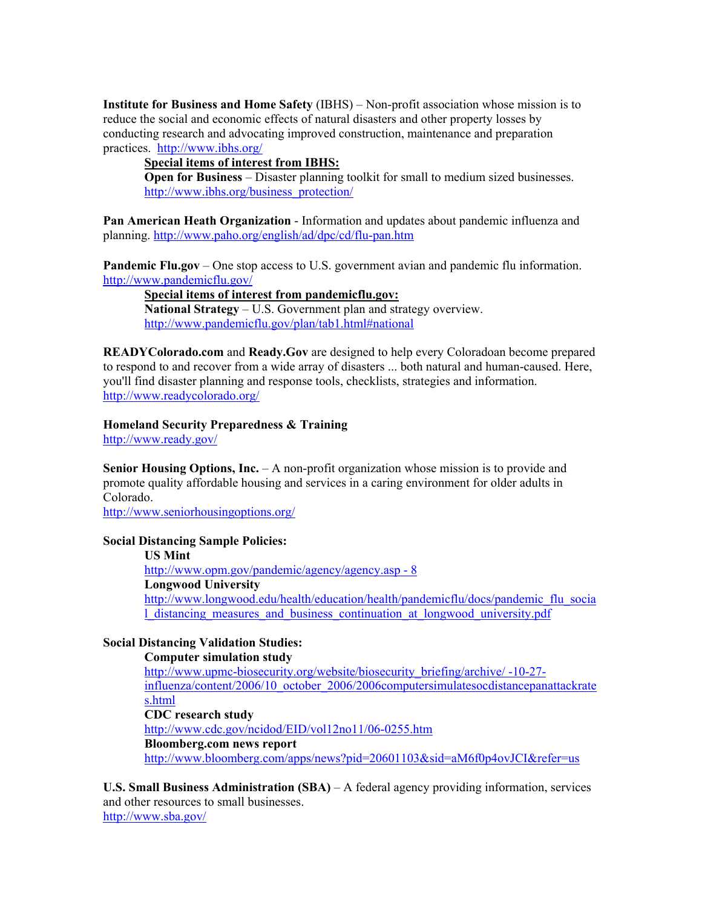**Institute for Business and Home Safety** (IBHS) – Non-profit association whose mission is to reduce the social and economic effects of natural disasters and other property losses by conducting research and advocating improved construction, maintenance and preparation practices. http://www.ibhs.org/

> **Special items of interest from IBHS:**
> **Open for Business** – Disaster planning toolkit for small to medium sized businesses. http://www.ibhs.org/business_protection/

**Pan American Heath Organization** - Information and updates about pandemic influenza and planning. http://www.paho.org/english/ad/dpc/cd/flu-pan.htm

**Pandemic Flu.gov** – One stop access to U.S. government avian and pandemic flu information. http://www.pandemicflu.gov/

> **Special items of interest from pandemicflu.gov:**
> **National Strategy** – U.S. Government plan and strategy overview. http://www.pandemicflu.gov/plan/tab1.html#national

**READYColorado.com** and **Ready.Gov** are designed to help every Coloradoan become prepared to respond to and recover from a wide array of disasters ... both natural and human-caused. Here, you'll find disaster planning and response tools, checklists, strategies and information. http://www.readycolorado.org/

**Homeland Security Preparedness & Training**
http://www.ready.gov/

**Senior Housing Options, Inc.** – A non-profit organization whose mission is to provide and promote quality affordable housing and services in a caring environment for older adults in Colorado.
http://www.seniorhousingoptions.org/

**Social Distancing Sample Policies:**

> **US Mint**
> http://www.opm.gov/pandemic/agency/agency.asp - 8
> **Longwood University**
> http://www.longwood.edu/health/education/health/pandemicflu/docs/pandemic_flu_social_distancing_measures_and_business_continuation_at_longwood_university.pdf

**Social Distancing Validation Studies:**

> **Computer simulation study**
> http://www.upmc-biosecurity.org/website/biosecurity_briefing/archive/ -10-27-influenza/content/2006/10_october_2006/2006computersimulatesocdistancepanattackrates.html
> **CDC research study**
> http://www.cdc.gov/ncidod/EID/vol12no11/06-0255.htm
> **Bloomberg.com news report**
> http://www.bloomberg.com/apps/news?pid=20601103&sid=aM6f0p4ovJCI&refer=us

**U.S. Small Business Administration (SBA)** – A federal agency providing information, services and other resources to small businesses.
http://www.sba.gov/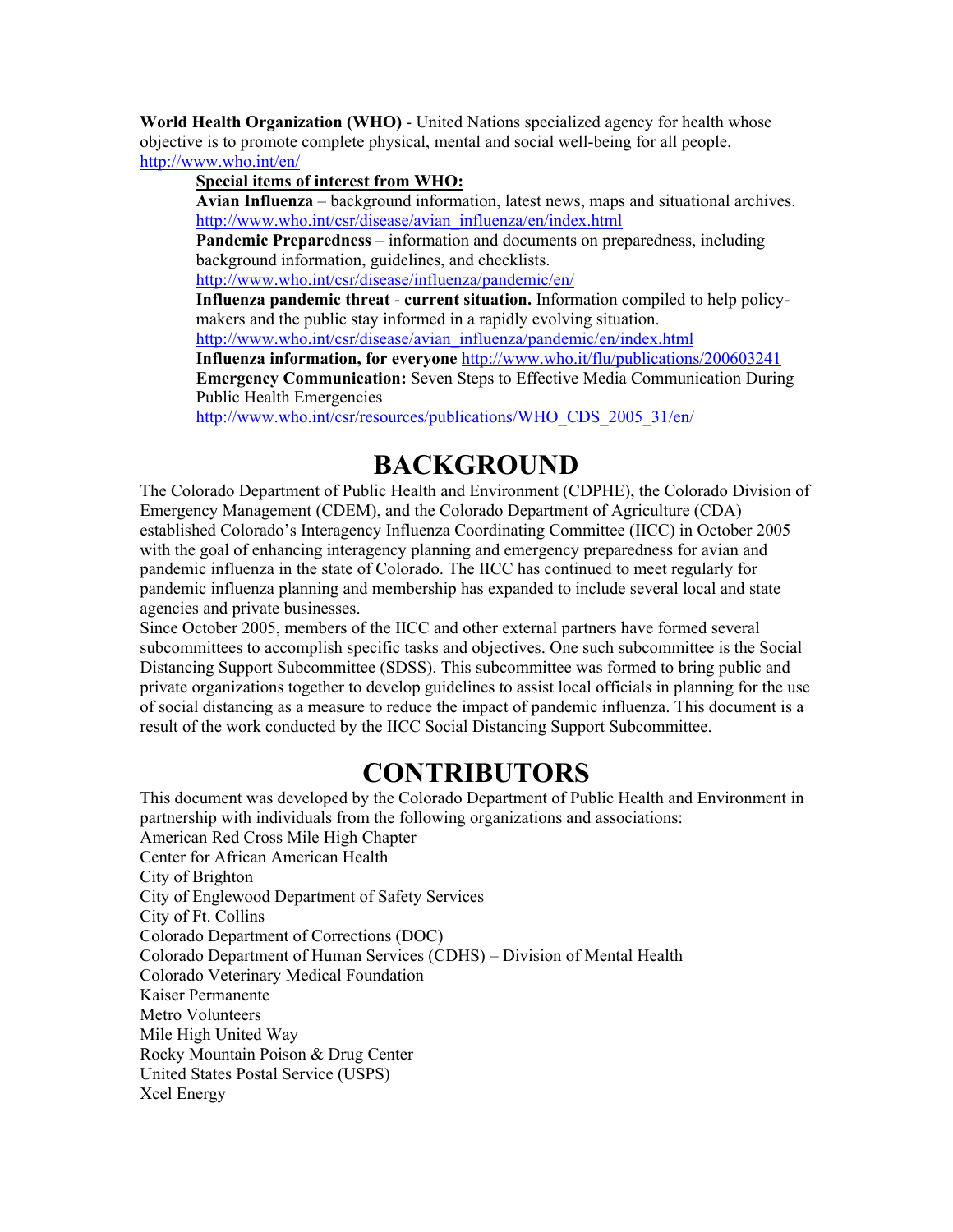**World Health Organization (WHO)** - United Nations specialized agency for health whose objective is to promote complete physical, mental and social well-being for all people. http://www.who.int/en/

**Special items of interest from WHO:**

**Avian Influenza** – background information, latest news, maps and situational archives. http://www.who.int/csr/disease/avian_influenza/en/index.html

**Pandemic Preparedness** – information and documents on preparedness, including background information, guidelines, and checklists. http://www.who.int/csr/disease/influenza/pandemic/en/

**Influenza pandemic threat** - **current situation.** Information compiled to help policy-makers and the public stay informed in a rapidly evolving situation. http://www.who.int/csr/disease/avian_influenza/pandemic/en/index.html

**Influenza information, for everyone** http://www.who.it/flu/publications/200603241

**Emergency Communication:** Seven Steps to Effective Media Communication During Public Health Emergencies http://www.who.int/csr/resources/publications/WHO_CDS_2005_31/en/

# BACKGROUND

The Colorado Department of Public Health and Environment (CDPHE), the Colorado Division of Emergency Management (CDEM), and the Colorado Department of Agriculture (CDA) established Colorado's Interagency Influenza Coordinating Committee (IICC) in October 2005 with the goal of enhancing interagency planning and emergency preparedness for avian and pandemic influenza in the state of Colorado. The IICC has continued to meet regularly for pandemic influenza planning and membership has expanded to include several local and state agencies and private businesses.

Since October 2005, members of the IICC and other external partners have formed several subcommittees to accomplish specific tasks and objectives. One such subcommittee is the Social Distancing Support Subcommittee (SDSS). This subcommittee was formed to bring public and private organizations together to develop guidelines to assist local officials in planning for the use of social distancing as a measure to reduce the impact of pandemic influenza. This document is a result of the work conducted by the IICC Social Distancing Support Subcommittee.

# CONTRIBUTORS

This document was developed by the Colorado Department of Public Health and Environment in partnership with individuals from the following organizations and associations:

American Red Cross Mile High Chapter
Center for African American Health
City of Brighton
City of Englewood Department of Safety Services
City of Ft. Collins
Colorado Department of Corrections (DOC)
Colorado Department of Human Services (CDHS) – Division of Mental Health
Colorado Veterinary Medical Foundation
Kaiser Permanente
Metro Volunteers
Mile High United Way
Rocky Mountain Poison & Drug Center
United States Postal Service (USPS)
Xcel Energy